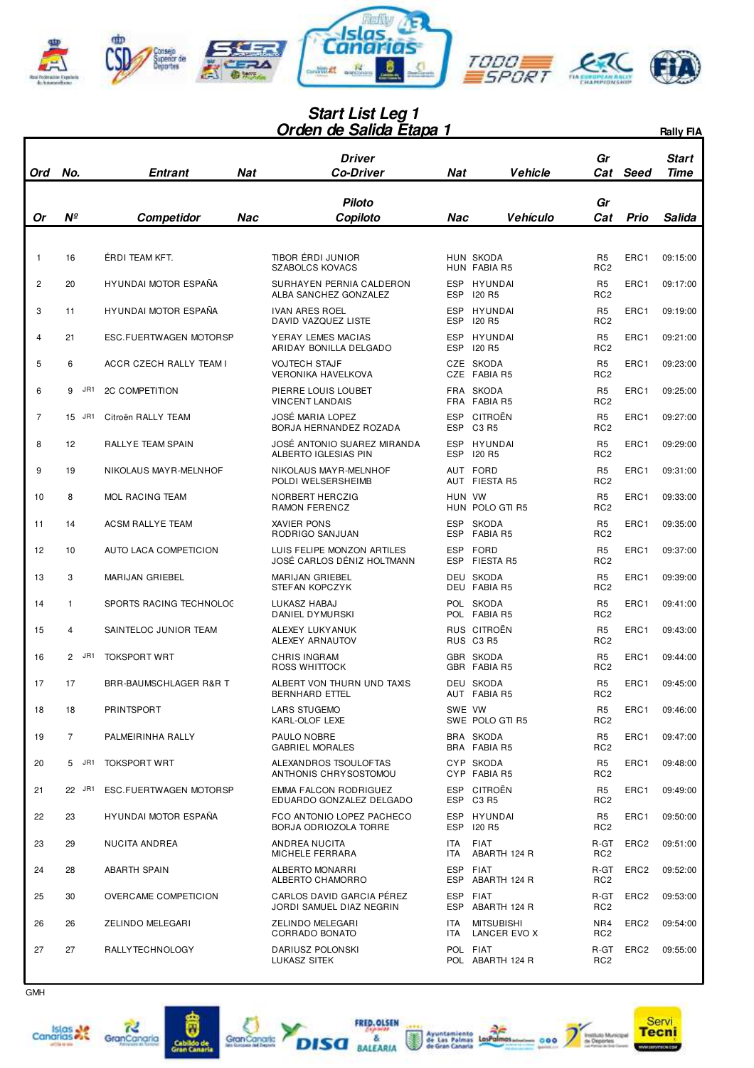# Start List Leg 1
# Orden de Salida Etapa 1

Rally FIA

| Ord / Or | No. / Nº | Entrant / Competidor | Nat / Nac | Driver / Piloto<br>Co-Driver / Copiloto | Nat / Nac | Vehicle / Vehículo | Gr Cat | Seed / Prio | Start Time / Salida |
|---|---|---|---|---|---|---|---|---|---|
| 1 | 16 | ÉRDI TEAM KFT. | | TIBOR ÉRDI JUNIOR<br>SZABOLCS KOVACS | HUN<br>HUN | SKODA<br>FABIA R5 | R5<br>RC2 | ERC1 | 09:15:00 |
| 2 | 20 | HYUNDAI MOTOR ESPAÑA | | SURHAYEN PERNIA CALDERON<br>ALBA SANCHEZ GONZALEZ | ESP<br>ESP | HYUNDAI<br>I20 R5 | R5<br>RC2 | ERC1 | 09:17:00 |
| 3 | 11 | HYUNDAI MOTOR ESPAÑA | | IVAN ARES ROEL<br>DAVID VAZQUEZ LISTE | ESP<br>ESP | HYUNDAI<br>I20 R5 | R5<br>RC2 | ERC1 | 09:19:00 |
| 4 | 21 | ESC.FUERTWAGEN MOTORSP | | YERAY LEMES MACIAS<br>ARIDAY BONILLA DELGADO | ESP<br>ESP | HYUNDAI<br>I20 R5 | R5<br>RC2 | ERC1 | 09:21:00 |
| 5 | 6 | ACCR CZECH RALLY TEAM I | | VOJTECH STAJF<br>VERONIKA HAVELKOVA | CZE<br>CZE | SKODA<br>FABIA R5 | R5<br>RC2 | ERC1 | 09:23:00 |
| 6 | 9 JR1 | 2C COMPETITION | | PIERRE LOUIS LOUBET<br>VINCENT LANDAIS | FRA<br>FRA | SKODA<br>FABIA R5 | R5<br>RC2 | ERC1 | 09:25:00 |
| 7 | 15 JR1 | Citroën RALLY TEAM | | JOSÉ MARIA LOPEZ<br>BORJA HERNANDEZ ROZADA | ESP<br>ESP | CITROËN<br>C3 R5 | R5<br>RC2 | ERC1 | 09:27:00 |
| 8 | 12 | RALLYE TEAM SPAIN | | JOSÉ ANTONIO SUAREZ MIRANDA<br>ALBERTO IGLESIAS PIN | ESP<br>ESP | HYUNDAI<br>I20 R5 | R5<br>RC2 | ERC1 | 09:29:00 |
| 9 | 19 | NIKOLAUS MAYR-MELNHOF | | NIKOLAUS MAYR-MELNHOF<br>POLDI WELSERSHEIMB | AUT<br>AUT | FORD<br>FIESTA R5 | R5<br>RC2 | ERC1 | 09:31:00 |
| 10 | 8 | MOL RACING TEAM | | NORBERT HERCZIG<br>RAMON FERENCZ | HUN<br>HUN | VW<br>POLO GTI R5 | R5<br>RC2 | ERC1 | 09:33:00 |
| 11 | 14 | ACSM RALLYE TEAM | | XAVIER PONS<br>RODRIGO SANJUAN | ESP<br>ESP | SKODA<br>FABIA R5 | R5<br>RC2 | ERC1 | 09:35:00 |
| 12 | 10 | AUTO LACA COMPETICION | | LUIS FELIPE MONZON ARTILES<br>JOSÉ CARLOS DÉNIZ HOLTMANN | ESP<br>ESP | FORD<br>FIESTA R5 | R5<br>RC2 | ERC1 | 09:37:00 |
| 13 | 3 | MARIJAN GRIEBEL | | MARIJAN GRIEBEL<br>STEFAN KOPCZYK | DEU<br>DEU | SKODA<br>FABIA R5 | R5<br>RC2 | ERC1 | 09:39:00 |
| 14 | 1 | SPORTS RACING TECHNOLOG | | LUKASZ HABAJ<br>DANIEL DYMURSKI | POL<br>POL | SKODA<br>FABIA R5 | R5<br>RC2 | ERC1 | 09:41:00 |
| 15 | 4 | SAINTELOC JUNIOR TEAM | | ALEXEY LUKYANUK<br>ALEXEY ARNAUTOV | RUS<br>RUS | CITROËN<br>C3 R5 | R5<br>RC2 | ERC1 | 09:43:00 |
| 16 | 2 JR1 | TOKSPORT WRT | | CHRIS INGRAM<br>ROSS WHITTOCK | GBR<br>GBR | SKODA<br>FABIA R5 | R5<br>RC2 | ERC1 | 09:44:00 |
| 17 | 17 | BRR-BAUMSCHLAGER R&R T | | ALBERT VON THURN UND TAXIS<br>BERNHARD ETTEL | DEU<br>AUT | SKODA<br>FABIA R5 | R5<br>RC2 | ERC1 | 09:45:00 |
| 18 | 18 | PRINTSPORT | | LARS STUGEMO<br>KARL-OLOF LEXE | SWE<br>SWE | VW<br>POLO GTI R5 | R5<br>RC2 | ERC1 | 09:46:00 |
| 19 | 7 | PALMEIRINHA RALLY | | PAULO NOBRE<br>GABRIEL MORALES | BRA<br>BRA | SKODA<br>FABIA R5 | R5<br>RC2 | ERC1 | 09:47:00 |
| 20 | 5 JR1 | TOKSPORT WRT | | ALEXANDROS TSOULOFTAS<br>ANTHONIS CHRYSOSTOMOU | CYP<br>CYP | SKODA<br>FABIA R5 | R5<br>RC2 | ERC1 | 09:48:00 |
| 21 | 22 JR1 | ESC.FUERTWAGEN MOTORSP | | EMMA FALCON RODRIGUEZ<br>EDUARDO GONZALEZ DELGADO | ESP<br>ESP | CITROËN<br>C3 R5 | R5<br>RC2 | ERC1 | 09:49:00 |
| 22 | 23 | HYUNDAI MOTOR ESPAÑA | | FCO ANTONIO LOPEZ PACHECO<br>BORJA ODRIOZOLA TORRE | ESP<br>ESP | HYUNDAI<br>I20 R5 | R5<br>RC2 | ERC1 | 09:50:00 |
| 23 | 29 | NUCITA ANDREA | | ANDREA NUCITA<br>MICHELE FERRARA | ITA<br>ITA | FIAT<br>ABARTH 124 R | R-GT<br>RC2 | ERC2 | 09:51:00 |
| 24 | 28 | ABARTH SPAIN | | ALBERTO MONARRI<br>ALBERTO CHAMORRO | ESP<br>ESP | FIAT<br>ABARTH 124 R | R-GT<br>RC2 | ERC2 | 09:52:00 |
| 25 | 30 | OVERCAME COMPETICION | | CARLOS DAVID GARCIA PÉREZ<br>JORDI SAMUEL DIAZ NEGRIN | ESP<br>ESP | FIAT<br>ABARTH 124 R | R-GT<br>RC2 | ERC2 | 09:53:00 |
| 26 | 26 | ZELINDO MELEGARI | | ZELINDO MELEGARI<br>CORRADO BONATO | ITA<br>ITA | MITSUBISHI<br>LANCER EVO X | NR4<br>RC2 | ERC2 | 09:54:00 |
| 27 | 27 | RALLYTECHNOLOGY | | DARIUSZ POLONSKI<br>LUKASZ SITEK | POL<br>POL | FIAT<br>ABARTH 124 R | R-GT<br>RC2 | ERC2 | 09:55:00 |

GMH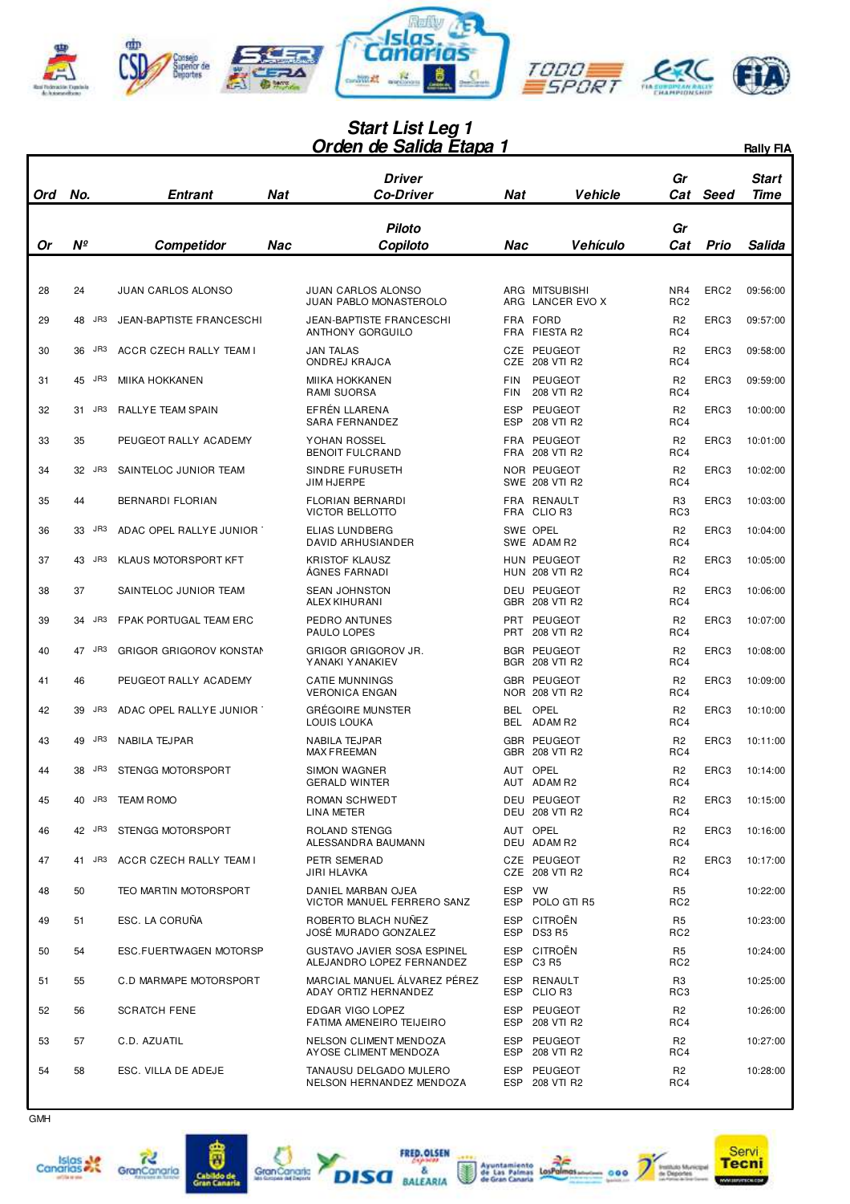# Start List Leg 1
# Orden de Salida Etapa 1

**Rally FIA**

| Ord / Or | No. / Nº | Entrant / Competidor | Nat / Nac | Driver / Co-Driver (Piloto / Copiloto) | Nat / Nac | Vehicle / Vehículo | Gr Cat | Seed / Prio | Start Time / Salida |
|---|---|---|---|---|---|---|---|---|---|
| 28 | 24 | JUAN CARLOS ALONSO | | JUAN CARLOS ALONSO<br>JUAN PABLO MONASTEROLO | ARG<br>ARG | MITSUBISHI<br>LANCER EVO X | NR4<br>RC2 | ERC2 | 09:56:00 |
| 29 | 48 JR3 | JEAN-BAPTISTE FRANCESCHI | | JEAN-BAPTISTE FRANCESCHI<br>ANTHONY GORGUILO | FRA<br>FRA | FORD<br>FIESTA R2 | R2<br>RC4 | ERC3 | 09:57:00 |
| 30 | 36 JR3 | ACCR CZECH RALLY TEAM I | | JAN TALAS<br>ONDREJ KRAJCA | CZE<br>CZE | PEUGEOT<br>208 VTI R2 | R2<br>RC4 | ERC3 | 09:58:00 |
| 31 | 45 JR3 | MIIKA HOKKANEN | | MIIKA HOKKANEN<br>RAMI SUORSA | FIN<br>FIN | PEUGEOT<br>208 VTI R2 | R2<br>RC4 | ERC3 | 09:59:00 |
| 32 | 31 JR3 | RALLYE TEAM SPAIN | | EFRÉN LLARENA<br>SARA FERNANDEZ | ESP<br>ESP | PEUGEOT<br>208 VTI R2 | R2<br>RC4 | ERC3 | 10:00:00 |
| 33 | 35 | PEUGEOT RALLY ACADEMY | | YOHAN ROSSEL<br>BENOIT FULCRAND | FRA<br>FRA | PEUGEOT<br>208 VTI R2 | R2<br>RC4 | ERC3 | 10:01:00 |
| 34 | 32 JR3 | SAINTELOC JUNIOR TEAM | | SINDRE FURUSETH<br>JIM HJERPE | NOR<br>SWE | PEUGEOT<br>208 VTI R2 | R2<br>RC4 | ERC3 | 10:02:00 |
| 35 | 44 | BERNARDI FLORIAN | | FLORIAN BERNARDI<br>VICTOR BELLOTTO | FRA<br>FRA | RENAULT<br>CLIO R3 | R3<br>RC3 | ERC3 | 10:03:00 |
| 36 | 33 JR3 | ADAC OPEL RALLYE JUNIOR | | ELIAS LUNDBERG<br>DAVID ARHUSIANDER | SWE<br>SWE | OPEL<br>ADAM R2 | R2<br>RC4 | ERC3 | 10:04:00 |
| 37 | 43 JR3 | KLAUS MOTORSPORT KFT | | KRISTOF KLAUSZ<br>ÁGNES FARNADI | HUN<br>HUN | PEUGEOT<br>208 VTI R2 | R2<br>RC4 | ERC3 | 10:05:00 |
| 38 | 37 | SAINTELOC JUNIOR TEAM | | SEAN JOHNSTON<br>ALEX KIHURANI | DEU<br>GBR | PEUGEOT<br>208 VTI R2 | R2<br>RC4 | ERC3 | 10:06:00 |
| 39 | 34 JR3 | FPAK PORTUGAL TEAM ERC | | PEDRO ANTUNES<br>PAULO LOPES | PRT<br>PRT | PEUGEOT<br>208 VTI R2 | R2<br>RC4 | ERC3 | 10:07:00 |
| 40 | 47 JR3 | GRIGOR GRIGOROV KONSTAN | | GRIGOR GRIGOROV JR.<br>YANAKI YANAKIEV | BGR<br>BGR | PEUGEOT<br>208 VTI R2 | R2<br>RC4 | ERC3 | 10:08:00 |
| 41 | 46 | PEUGEOT RALLY ACADEMY | | CATIE MUNNINGS<br>VERONICA ENGAN | GBR<br>NOR | PEUGEOT<br>208 VTI R2 | R2<br>RC4 | ERC3 | 10:09:00 |
| 42 | 39 JR3 | ADAC OPEL RALLYE JUNIOR | | GRÉGOIRE MUNSTER<br>LOUIS LOUKA | BEL<br>BEL | OPEL<br>ADAM R2 | R2<br>RC4 | ERC3 | 10:10:00 |
| 43 | 49 JR3 | NABILA TEJPAR | | NABILA TEJPAR<br>MAX FREEMAN | GBR<br>GBR | PEUGEOT<br>208 VTI R2 | R2<br>RC4 | ERC3 | 10:11:00 |
| 44 | 38 JR3 | STENGG MOTORSPORT | | SIMON WAGNER<br>GERALD WINTER | AUT<br>AUT | OPEL<br>ADAM R2 | R2<br>RC4 | ERC3 | 10:14:00 |
| 45 | 40 JR3 | TEAM ROMO | | ROMAN SCHWEDT<br>LINA METER | DEU<br>DEU | PEUGEOT<br>208 VTI R2 | R2<br>RC4 | ERC3 | 10:15:00 |
| 46 | 42 JR3 | STENGG MOTORSPORT | | ROLAND STENGG<br>ALESSANDRA BAUMANN | AUT<br>DEU | OPEL<br>ADAM R2 | R2<br>RC4 | ERC3 | 10:16:00 |
| 47 | 41 JR3 | ACCR CZECH RALLY TEAM I | | PETR SEMERAD<br>JIRI HLAVKA | CZE<br>CZE | PEUGEOT<br>208 VTI R2 | R2<br>RC4 | ERC3 | 10:17:00 |
| 48 | 50 | TEO MARTIN MOTORSPORT | | DANIEL MARBAN OJEA<br>VICTOR MANUEL FERRERO SANZ | ESP<br>ESP | VW<br>POLO GTI R5 | R5<br>RC2 | | 10:22:00 |
| 49 | 51 | ESC. LA CORUÑA | | ROBERTO BLACH NUÑEZ<br>JOSÉ MURADO GONZALEZ | ESP<br>ESP | CITROËN<br>DS3 R5 | R5<br>RC2 | | 10:23:00 |
| 50 | 54 | ESC.FUERTWAGEN MOTORSP | | GUSTAVO JAVIER SOSA ESPINEL<br>ALEJANDRO LOPEZ FERNANDEZ | ESP<br>ESP | CITROËN<br>C3 R5 | R5<br>RC2 | | 10:24:00 |
| 51 | 55 | C.D MARMAPE MOTORSPORT | | MARCIAL MANUEL ÁLVAREZ PÉREZ<br>ADAY ORTIZ HERNANDEZ | ESP<br>ESP | RENAULT<br>CLIO R3 | R3<br>RC3 | | 10:25:00 |
| 52 | 56 | SCRATCH FENE | | EDGAR VIGO LOPEZ<br>FATIMA AMENEIRO TEIJEIRO | ESP<br>ESP | PEUGEOT<br>208 VTI R2 | R2<br>RC4 | | 10:26:00 |
| 53 | 57 | C.D. AZUATIL | | NELSON CLIMENT MENDOZA<br>AYOSE CLIMENT MENDOZA | ESP<br>ESP | PEUGEOT<br>208 VTI R2 | R2<br>RC4 | | 10:27:00 |
| 54 | 58 | ESC. VILLA DE ADEJE | | TANAUSU DELGADO MULERO<br>NELSON HERNANDEZ MENDOZA | ESP<br>ESP | PEUGEOT<br>208 VTI R2 | R2<br>RC4 | | 10:28:00 |

GMH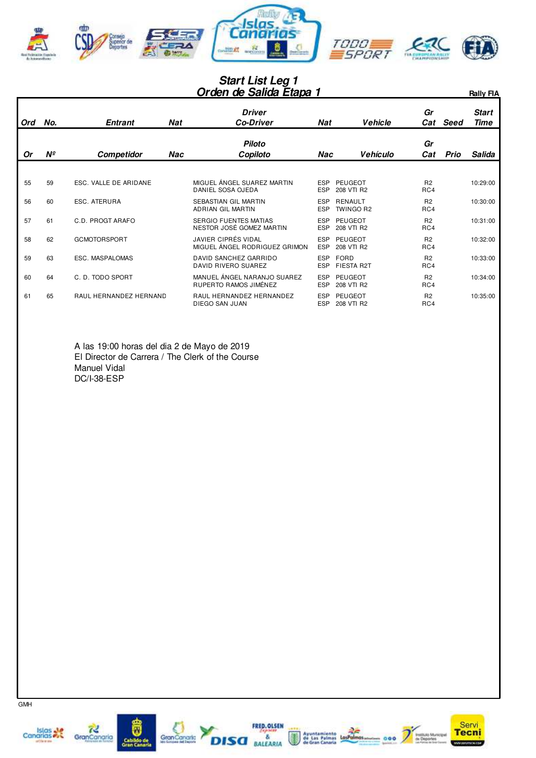# Start List Leg 1
# Orden de Salida Etapa 1

Rally FIA

| Ord / Or | No. / Nº | Entrant / Competidor | Nat / Nac | Driver / Piloto<br>Co-Driver / Copiloto | Nat / Nac | Vehicle / Vehículo | Gr / Gr<br>Cat / Cat | Seed / Prio | Start Time / Salida |
|---|---|---|---|---|---|---|---|---|---|
| 55 | 59 | ESC. VALLE DE ARIDANE | | MIGUEL ÁNGEL SUAREZ MARTIN<br>DANIEL SOSA OJEDA | ESP<br>ESP | PEUGEOT<br>208 VTI R2 | R2<br>RC4 | | 10:29:00 |
| 56 | 60 | ESC. ATERURA | | SEBASTIAN GIL MARTIN<br>ADRIAN GIL MARTIN | ESP<br>ESP | RENAULT<br>TWINGO R2 | R2<br>RC4 | | 10:30:00 |
| 57 | 61 | C.D. PROGT ARAFO | | SERGIO FUENTES MATIAS<br>NESTOR JOSÉ GOMEZ MARTIN | ESP<br>ESP | PEUGEOT<br>208 VTI R2 | R2<br>RC4 | | 10:31:00 |
| 58 | 62 | GCMOTORSPORT | | JAVIER CIPRÉS VIDAL<br>MIGUEL ÁNGEL RODRIGUEZ GRIMON | ESP<br>ESP | PEUGEOT<br>208 VTI R2 | R2<br>RC4 | | 10:32:00 |
| 59 | 63 | ESC. MASPALOMAS | | DAVID SANCHEZ GARRIDO<br>DAVID RIVERO SUAREZ | ESP<br>ESP | FORD<br>FIESTA R2T | R2<br>RC4 | | 10:33:00 |
| 60 | 64 | C. D. TODO SPORT | | MANUEL ÁNGEL NARANJO SUAREZ<br>RUPERTO RAMOS JIMÉNEZ | ESP<br>ESP | PEUGEOT<br>208 VTI R2 | R2<br>RC4 | | 10:34:00 |
| 61 | 65 | RAUL HERNANDEZ HERNAND | | RAUL HERNANDEZ HERNANDEZ<br>DIEGO SAN JUAN | ESP<br>ESP | PEUGEOT<br>208 VTI R2 | R2<br>RC4 | | 10:35:00 |

A las 19:00 horas del dia 2 de Mayo de 2019
El Director de Carrera / The Clerk of the Course
Manuel Vidal
DC/I-38-ESP

GMH